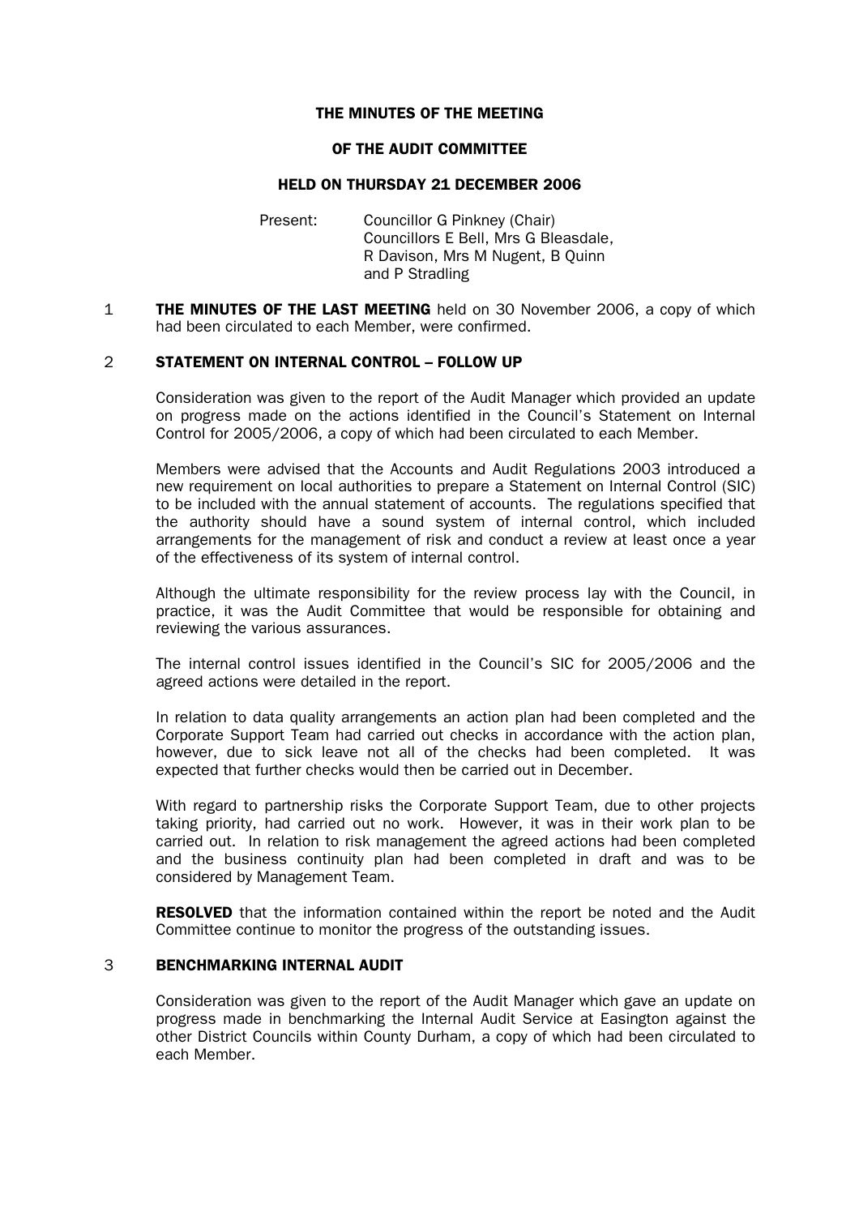# THE MINUTES OF THE MEETING

## OF THE AUDIT COMMITTEE

## HELD ON THURSDAY 21 DECEMBER 2006

Present: Councillor G Pinkney (Chair)
Councillors E Bell, Mrs G Bleasdale, R Davison, Mrs M Nugent, B Quinn and P Stradling

1 **THE MINUTES OF THE LAST MEETING** held on 30 November 2006, a copy of which had been circulated to each Member, were confirmed.

2 **STATEMENT ON INTERNAL CONTROL – FOLLOW UP**

Consideration was given to the report of the Audit Manager which provided an update on progress made on the actions identified in the Council's Statement on Internal Control for 2005/2006, a copy of which had been circulated to each Member.

Members were advised that the Accounts and Audit Regulations 2003 introduced a new requirement on local authorities to prepare a Statement on Internal Control (SIC) to be included with the annual statement of accounts. The regulations specified that the authority should have a sound system of internal control, which included arrangements for the management of risk and conduct a review at least once a year of the effectiveness of its system of internal control.

Although the ultimate responsibility for the review process lay with the Council, in practice, it was the Audit Committee that would be responsible for obtaining and reviewing the various assurances.

The internal control issues identified in the Council's SIC for 2005/2006 and the agreed actions were detailed in the report.

In relation to data quality arrangements an action plan had been completed and the Corporate Support Team had carried out checks in accordance with the action plan, however, due to sick leave not all of the checks had been completed. It was expected that further checks would then be carried out in December.

With regard to partnership risks the Corporate Support Team, due to other projects taking priority, had carried out no work. However, it was in their work plan to be carried out. In relation to risk management the agreed actions had been completed and the business continuity plan had been completed in draft and was to be considered by Management Team.

**RESOLVED** that the information contained within the report be noted and the Audit Committee continue to monitor the progress of the outstanding issues.

3 **BENCHMARKING INTERNAL AUDIT**

Consideration was given to the report of the Audit Manager which gave an update on progress made in benchmarking the Internal Audit Service at Easington against the other District Councils within County Durham, a copy of which had been circulated to each Member.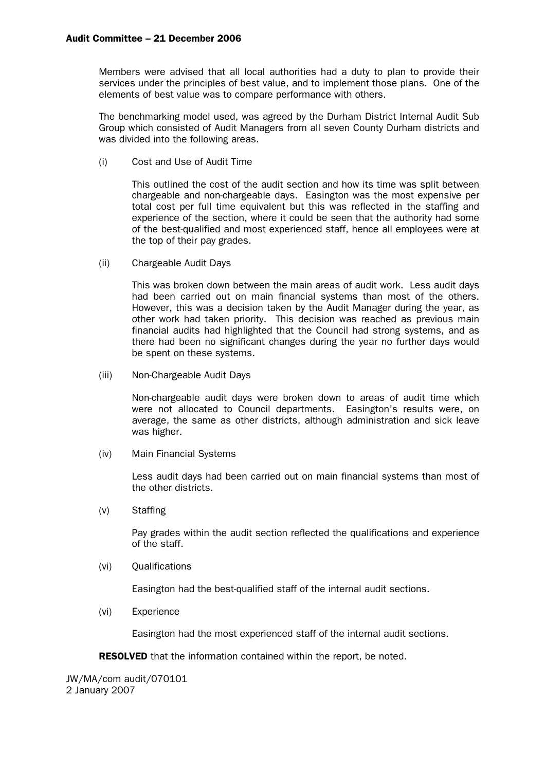Members were advised that all local authorities had a duty to plan to provide their services under the principles of best value, and to implement those plans. One of the elements of best value was to compare performance with others.

The benchmarking model used, was agreed by the Durham District Internal Audit Sub Group which consisted of Audit Managers from all seven County Durham districts and was divided into the following areas.

(i) Cost and Use of Audit Time

This outlined the cost of the audit section and how its time was split between chargeable and non-chargeable days. Easington was the most expensive per total cost per full time equivalent but this was reflected in the staffing and experience of the section, where it could be seen that the authority had some of the best-qualified and most experienced staff, hence all employees were at the top of their pay grades.

(ii) Chargeable Audit Days

This was broken down between the main areas of audit work. Less audit days had been carried out on main financial systems than most of the others. However, this was a decision taken by the Audit Manager during the year, as other work had taken priority. This decision was reached as previous main financial audits had highlighted that the Council had strong systems, and as there had been no significant changes during the year no further days would be spent on these systems.

(iii) Non-Chargeable Audit Days

Non-chargeable audit days were broken down to areas of audit time which were not allocated to Council departments. Easington's results were, on average, the same as other districts, although administration and sick leave was higher.

(iv) Main Financial Systems

Less audit days had been carried out on main financial systems than most of the other districts.

(v) Staffing

Pay grades within the audit section reflected the qualifications and experience of the staff.

(vi) Qualifications

Easington had the best-qualified staff of the internal audit sections.

(vi) Experience

Easington had the most experienced staff of the internal audit sections.

**RESOLVED** that the information contained within the report, be noted.

JW/MA/com audit/070101
2 January 2007